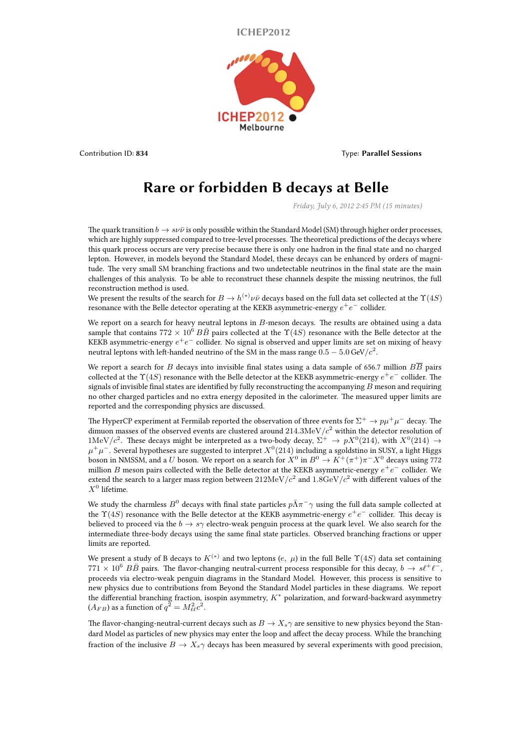ICHEP2012

Contribution ID: **834**

Type: **Parallel Sessions**

# Rare or forbidden B decays at Belle

*Friday, July 6, 2012 2:45 PM (15 minutes)*

The quark transition $b \to s\nu\bar{\nu}$ is only possible within the Standard Model (SM) through higher order processes, which are highly suppressed compared to tree-level processes. The theoretical predictions of the decays where this quark process occurs are very precise because there is only one hadron in the final state and no charged lepton. However, in models beyond the Standard Model, these decays can be enhanced by orders of magnitude. The very small SM branching fractions and two undetectable neutrinos in the final state are the main challenges of this analysis. To be able to reconstruct these channels despite the missing neutrinos, the full reconstruction method is used.
We present the results of the search for $B \to h^{(*)}\nu\bar{\nu}$ decays based on the full data set collected at the $\Upsilon(4S)$ resonance with the Belle detector operating at the KEKB asymmetric-energy $e^+e^-$ collider.

We report on a search for heavy neutral leptons in $B$-meson decays. The results are obtained using a data sample that contains $772 \times 10^6$ $B\bar{B}$ pairs collected at the $\Upsilon(4S)$ resonance with the Belle detector at the KEKB asymmetric-energy $e^+e^-$ collider. No signal is observed and upper limits are set on mixing of heavy neutral leptons with left-handed neutrino of the SM in the mass range $0.5 - 5.0\,\mathrm{GeV}/c^2$.

We report a search for $B$ decays into invisible final states using a data sample of 656.7 million $B\overline{B}$ pairs collected at the $\Upsilon(4S)$ resonance with the Belle detector at the KEKB asymmetric-energy $e^+e^-$ collider. The signals of invisible final states are identified by fully reconstructing the accompanying $B$ meson and requiring no other charged particles and no extra energy deposited in the calorimeter. The measured upper limits are reported and the corresponding physics are discussed.

The HyperCP experiment at Fermilab reported the observation of three events for $\Sigma^+ \to p\mu^+\mu^-$ decay. The dimuon masses of the observed events are clustered around $214.3\mathrm{MeV}/c^2$ within the detector resolution of $1\mathrm{MeV}/c^2$. These decays might be interpreted as a two-body decay, $\Sigma^+ \to pX^0(214)$, with $X^0(214) \to \mu^+\mu^-$. Several hypotheses are suggested to interpret $X^0(214)$ including a sgoldstino in SUSY, a light Higgs boson in NMSSM, and a $U$ boson. We report on a search for $X^0$ in $B^0 \to K^+(\pi^+)\pi^-X^0$ decays using 772 million $B$ meson pairs collected with the Belle detector at the KEKB asymmetric-energy $e^+e^-$ collider. We extend the search to a larger mass region between $212\mathrm{MeV}/c^2$ and $1.8\mathrm{GeV}/c^2$ with different values of the $X^0$ lifetime.

We study the charmless $B^0$ decays with final state particles $p\bar{\Lambda}\pi^-\gamma$ using the full data sample collected at the $\Upsilon(4S)$ resonance with the Belle detector at the KEKB asymmetric-energy $e^+e^-$ collider. This decay is believed to proceed via the $b \to s\gamma$ electro-weak penguin process at the quark level. We also search for the intermediate three-body decays using the same final state particles. Observed branching fractions or upper limits are reported.

We present a study of B decays to $K^{(*)}$ and two leptons ($e$, $\mu$) in the full Belle $\Upsilon(4S)$ data set containing $771 \times 10^6$ $B\bar{B}$ pairs. The flavor-changing neutral-current process responsible for this decay, $b \to s\ell^+\ell^-$, proceeds via electro-weak penguin diagrams in the Standard Model. However, this process is sensitive to new physics due to contributions from Beyond the Standard Model particles in these diagrams. We report the differential branching fraction, isospin asymmetry, $K^*$ polarization, and forward-backward asymmetry ($A_{FB}$) as a function of $q^2 = M_{\ell\ell}^2c^2$.

The flavor-changing-neutral-current decays such as $B \to X_s\gamma$ are sensitive to new physics beyond the Standard Model as particles of new physics may enter the loop and affect the decay process. While the branching fraction of the inclusive $B \to X_s\gamma$ decays has been measured by several experiments with good precision,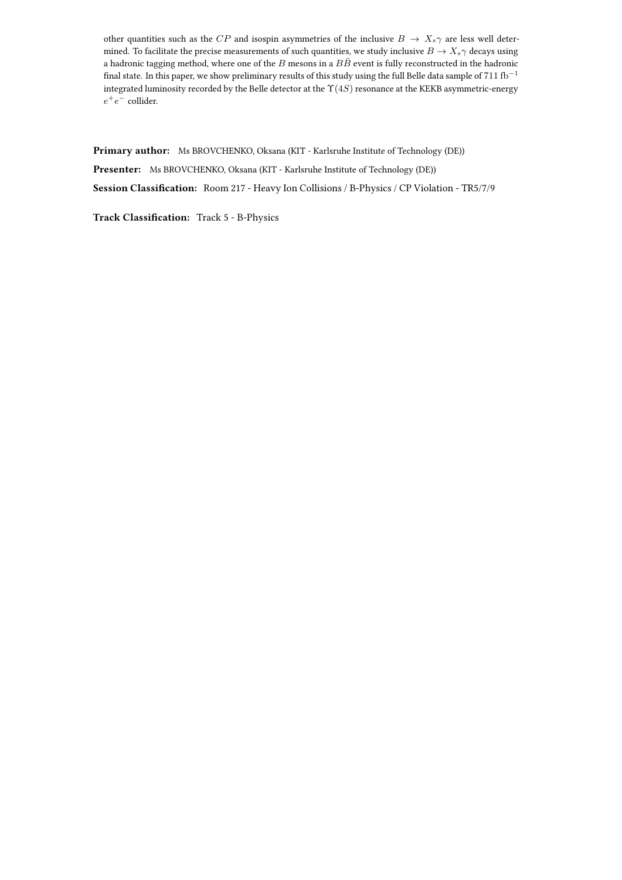other quantities such as the $CP$ and isospin asymmetries of the inclusive $B \to X_s\gamma$ are less well determined. To facilitate the precise measurements of such quantities, we study inclusive $B \to X_s\gamma$ decays using a hadronic tagging method, where one of the $B$ mesons in a $B\bar{B}$ event is fully reconstructed in the hadronic final state. In this paper, we show preliminary results of this study using the full Belle data sample of 711 $\mathrm{fb}^{-1}$ integrated luminosity recorded by the Belle detector at the $\Upsilon(4S)$ resonance at the KEKB asymmetric-energy $e^+e^-$ collider.

**Primary author:** Ms BROVCHENKO, Oksana (KIT - Karlsruhe Institute of Technology (DE))

**Presenter:** Ms BROVCHENKO, Oksana (KIT - Karlsruhe Institute of Technology (DE))

**Session Classification:** Room 217 - Heavy Ion Collisions / B-Physics / CP Violation - TR5/7/9

**Track Classification:** Track 5 - B-Physics